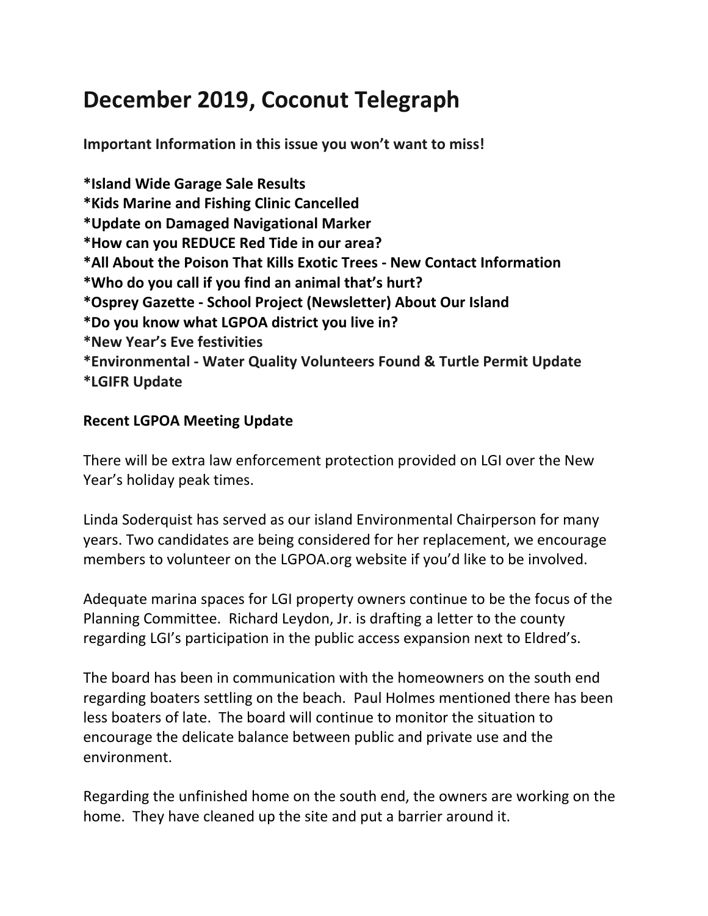# December 2019, Coconut Telegraph

**Important Information in this issue you won't want to miss!**

**\*Island Wide Garage Sale Results**
**\*Kids Marine and Fishing Clinic Cancelled**
**\*Update on Damaged Navigational Marker**
**\*How can you REDUCE Red Tide in our area?**
**\*All About the Poison That Kills Exotic Trees - New Contact Information**
**\*Who do you call if you find an animal that's hurt?**
**\*Osprey Gazette - School Project (Newsletter) About Our Island**
**\*Do you know what LGPOA district you live in?**
**\*New Year's Eve festivities**
**\*Environmental - Water Quality Volunteers Found & Turtle Permit Update**
**\*LGIFR Update**

**Recent LGPOA Meeting Update**

There will be extra law enforcement protection provided on LGI over the New Year's holiday peak times.

Linda Soderquist has served as our island Environmental Chairperson for many years. Two candidates are being considered for her replacement, we encourage members to volunteer on the LGPOA.org website if you'd like to be involved.

Adequate marina spaces for LGI property owners continue to be the focus of the Planning Committee. Richard Leydon, Jr. is drafting a letter to the county regarding LGI's participation in the public access expansion next to Eldred's.

The board has been in communication with the homeowners on the south end regarding boaters settling on the beach. Paul Holmes mentioned there has been less boaters of late. The board will continue to monitor the situation to encourage the delicate balance between public and private use and the environment.

Regarding the unfinished home on the south end, the owners are working on the home. They have cleaned up the site and put a barrier around it.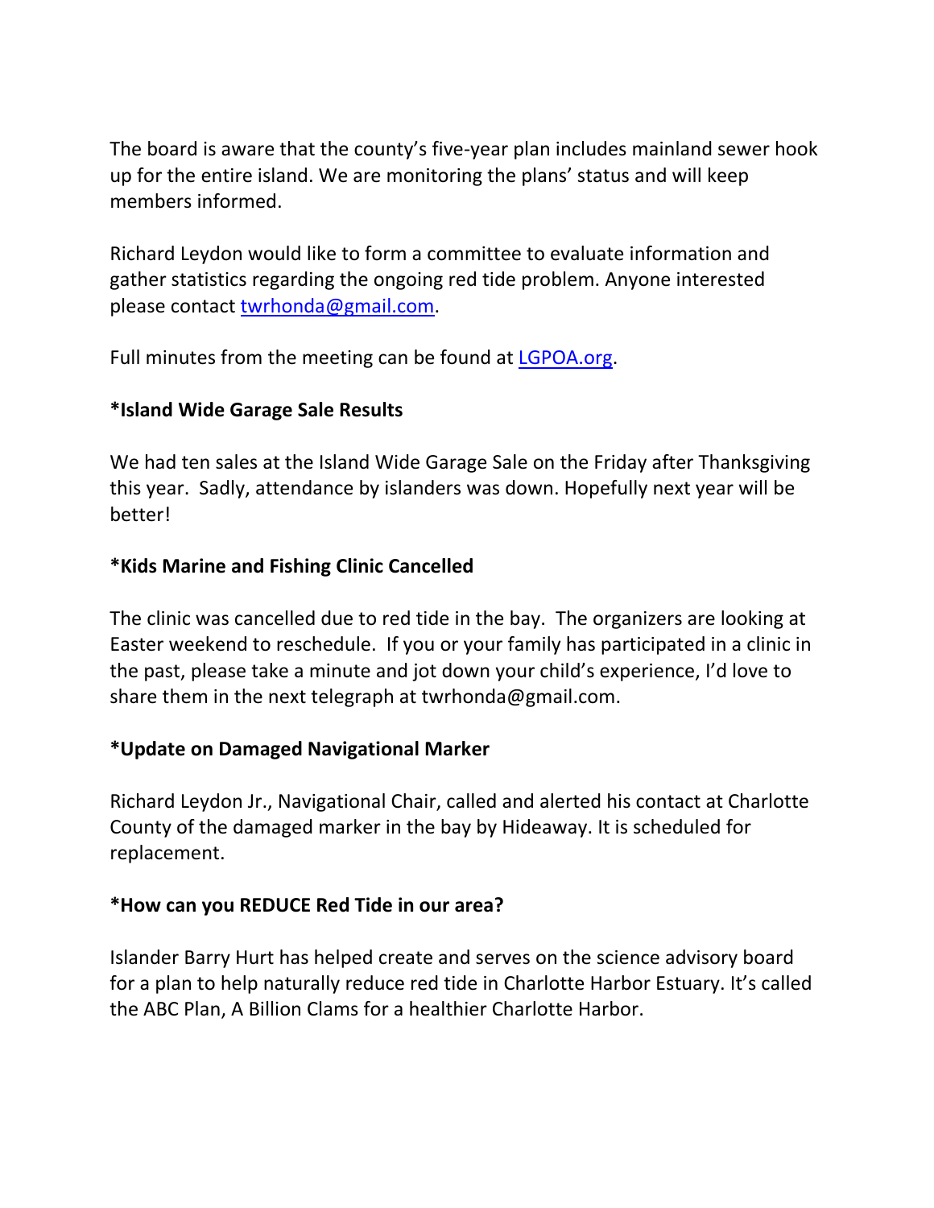The board is aware that the county's five-year plan includes mainland sewer hook up for the entire island. We are monitoring the plans' status and will keep members informed.

Richard Leydon would like to form a committee to evaluate information and gather statistics regarding the ongoing red tide problem. Anyone interested please contact [twrhonda@gmail.com](mailto:twrhonda@gmail.com).

Full minutes from the meeting can be found at [LGPOA.org](http://LGPOA.org).

**\*Island Wide Garage Sale Results**

We had ten sales at the Island Wide Garage Sale on the Friday after Thanksgiving this year. Sadly, attendance by islanders was down. Hopefully next year will be better!

**\*Kids Marine and Fishing Clinic Cancelled**

The clinic was cancelled due to red tide in the bay. The organizers are looking at Easter weekend to reschedule. If you or your family has participated in a clinic in the past, please take a minute and jot down your child's experience, I'd love to share them in the next telegraph at twrhonda@gmail.com.

**\*Update on Damaged Navigational Marker**

Richard Leydon Jr., Navigational Chair, called and alerted his contact at Charlotte County of the damaged marker in the bay by Hideaway. It is scheduled for replacement.

**\*How can you REDUCE Red Tide in our area?**

Islander Barry Hurt has helped create and serves on the science advisory board for a plan to help naturally reduce red tide in Charlotte Harbor Estuary. It's called the ABC Plan, A Billion Clams for a healthier Charlotte Harbor.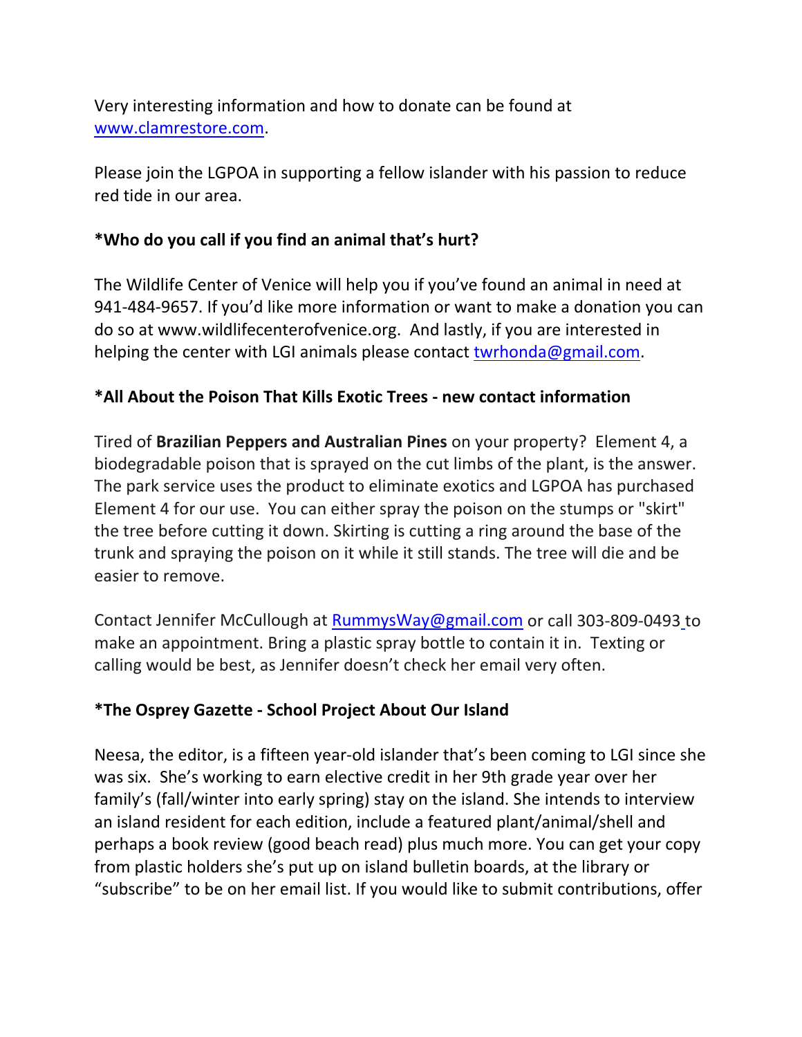Very interesting information and how to donate can be found at [www.clamrestore.com](http://www.clamrestore.com).

Please join the LGPOA in supporting a fellow islander with his passion to reduce red tide in our area.

**\*Who do you call if you find an animal that's hurt?**

The Wildlife Center of Venice will help you if you've found an animal in need at 941-484-9657. If you'd like more information or want to make a donation you can do so at www.wildlifecenterofvenice.org. And lastly, if you are interested in helping the center with LGI animals please contact [twrhonda@gmail.com](mailto:twrhonda@gmail.com).

**\*All About the Poison That Kills Exotic Trees - new contact information**

Tired of **Brazilian Peppers and Australian Pines** on your property? Element 4, a biodegradable poison that is sprayed on the cut limbs of the plant, is the answer. The park service uses the product to eliminate exotics and LGPOA has purchased Element 4 for our use. You can either spray the poison on the stumps or "skirt" the tree before cutting it down. Skirting is cutting a ring around the base of the trunk and spraying the poison on it while it still stands. The tree will die and be easier to remove.

Contact Jennifer McCullough at [RummysWay@gmail.com](mailto:RummysWay@gmail.com) or call 303-809-0493 to make an appointment. Bring a plastic spray bottle to contain it in. Texting or calling would be best, as Jennifer doesn't check her email very often.

**\*The Osprey Gazette - School Project About Our Island**

Neesa, the editor, is a fifteen year-old islander that's been coming to LGI since she was six. She's working to earn elective credit in her 9th grade year over her family's (fall/winter into early spring) stay on the island. She intends to interview an island resident for each edition, include a featured plant/animal/shell and perhaps a book review (good beach read) plus much more. You can get your copy from plastic holders she's put up on island bulletin boards, at the library or "subscribe" to be on her email list. If you would like to submit contributions, offer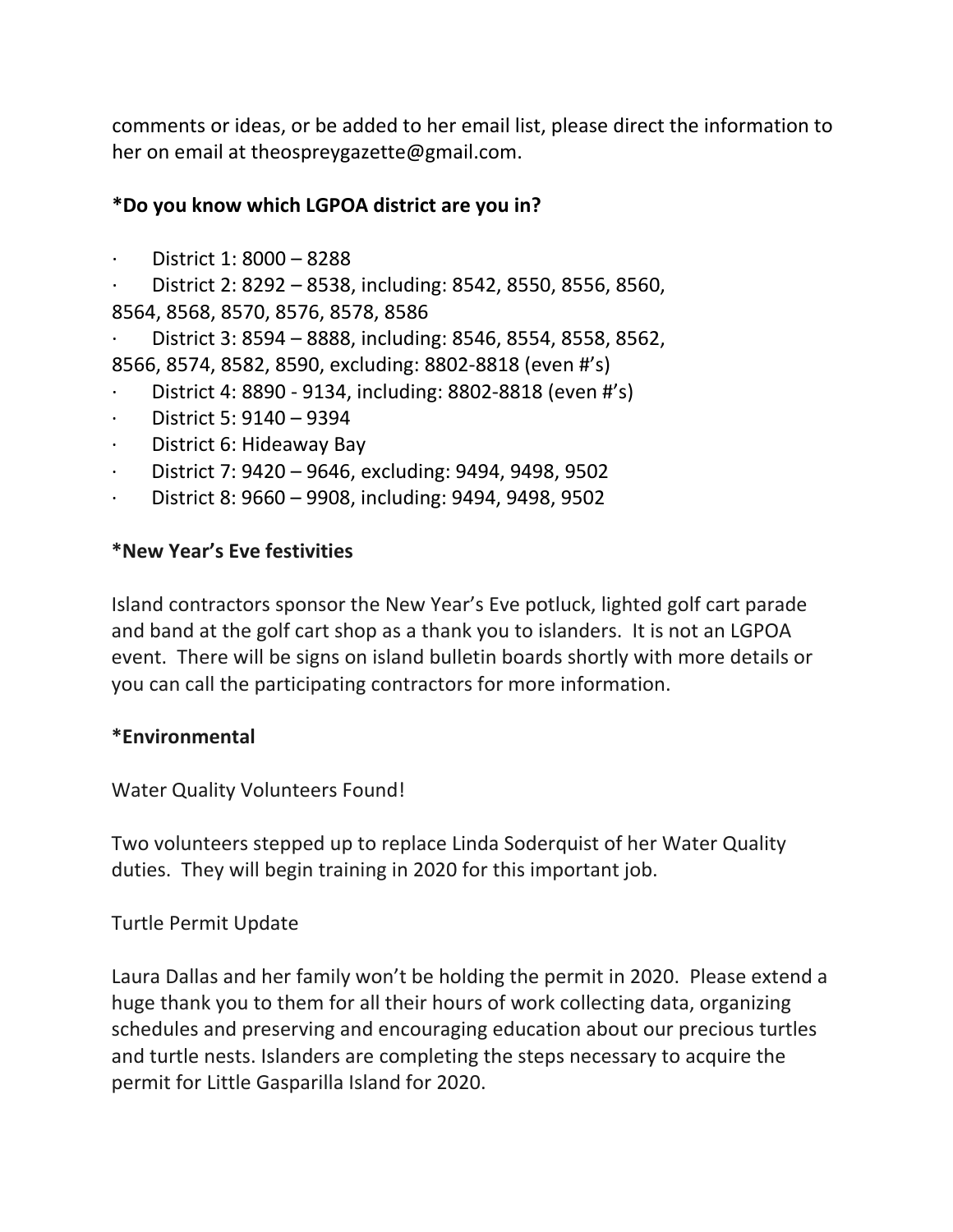comments or ideas, or be added to her email list, please direct the information to her on email at theospreygazette@gmail.com.

**\*Do you know which LGPOA district are you in?**

- District 1: 8000 – 8288
- District 2: 8292 – 8538, including: 8542, 8550, 8556, 8560, 8564, 8568, 8570, 8576, 8578, 8586
- District 3: 8594 – 8888, including: 8546, 8554, 8558, 8562, 8566, 8574, 8582, 8590, excluding: 8802-8818 (even #'s)
- District 4: 8890 - 9134, including: 8802-8818 (even #'s)
- District 5: 9140 – 9394
- District 6: Hideaway Bay
- District 7: 9420 – 9646, excluding: 9494, 9498, 9502
- District 8: 9660 – 9908, including: 9494, 9498, 9502

**\*New Year's Eve festivities**

Island contractors sponsor the New Year's Eve potluck, lighted golf cart parade and band at the golf cart shop as a thank you to islanders. It is not an LGPOA event. There will be signs on island bulletin boards shortly with more details or you can call the participating contractors for more information.

**\*Environmental**

Water Quality Volunteers Found!

Two volunteers stepped up to replace Linda Soderquist of her Water Quality duties. They will begin training in 2020 for this important job.

Turtle Permit Update

Laura Dallas and her family won't be holding the permit in 2020. Please extend a huge thank you to them for all their hours of work collecting data, organizing schedules and preserving and encouraging education about our precious turtles and turtle nests. Islanders are completing the steps necessary to acquire the permit for Little Gasparilla Island for 2020.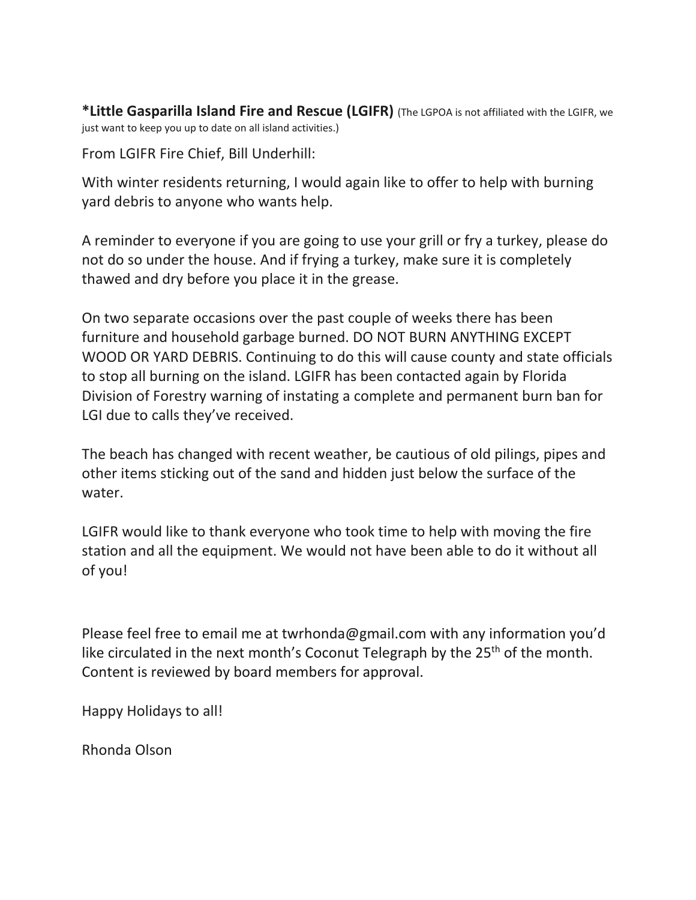**\*Little Gasparilla Island Fire and Rescue (LGIFR)** (The LGPOA is not affiliated with the LGIFR, we just want to keep you up to date on all island activities.)

From LGIFR Fire Chief, Bill Underhill:

With winter residents returning, I would again like to offer to help with burning yard debris to anyone who wants help.

A reminder to everyone if you are going to use your grill or fry a turkey, please do not do so under the house. And if frying a turkey, make sure it is completely thawed and dry before you place it in the grease.

On two separate occasions over the past couple of weeks there has been furniture and household garbage burned. DO NOT BURN ANYTHING EXCEPT WOOD OR YARD DEBRIS. Continuing to do this will cause county and state officials to stop all burning on the island. LGIFR has been contacted again by Florida Division of Forestry warning of instating a complete and permanent burn ban for LGI due to calls they've received.

The beach has changed with recent weather, be cautious of old pilings, pipes and other items sticking out of the sand and hidden just below the surface of the water.

LGIFR would like to thank everyone who took time to help with moving the fire station and all the equipment. We would not have been able to do it without all of you!

Please feel free to email me at twrhonda@gmail.com with any information you'd like circulated in the next month's Coconut Telegraph by the 25th of the month. Content is reviewed by board members for approval.

Happy Holidays to all!

Rhonda Olson